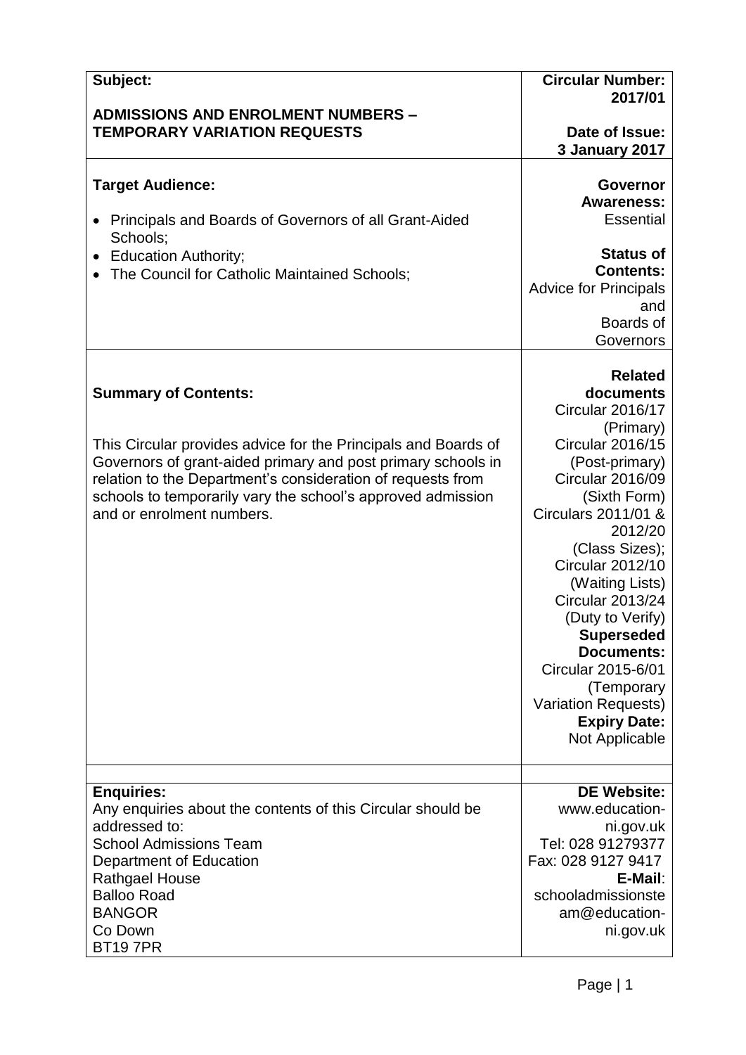| **Subject:**<br><br>**ADMISSIONS AND ENROLMENT NUMBERS – TEMPORARY VARIATION REQUESTS** | **Circular Number: 2017/01**<br><br>**Date of Issue: 3 January 2017** |
|---|---|
| **Target Audience:**<br><br>• Principals and Boards of Governors of all Grant-Aided Schools;<br>• Education Authority;<br>• The Council for Catholic Maintained Schools; | **Governor Awareness:** Essential<br><br>**Status of Contents:** Advice for Principals and Boards of Governors |
| **Summary of Contents:**<br><br>This Circular provides advice for the Principals and Boards of Governors of grant-aided primary and post primary schools in relation to the Department's consideration of requests from schools to temporarily vary the school's approved admission and or enrolment numbers. | **Related documents**<br>Circular 2016/17 (Primary)<br>Circular 2016/15 (Post-primary)<br>Circular 2016/09 (Sixth Form)<br>Circulars 2011/01 & 2012/20 (Class Sizes);<br>Circular 2012/10 (Waiting Lists)<br>Circular 2013/24 (Duty to Verify)<br>**Superseded Documents:**<br>Circular 2015-6/01 (Temporary Variation Requests)<br>**Expiry Date:**<br>Not Applicable |
| **Enquiries:**<br>Any enquiries about the contents of this Circular should be addressed to:<br>School Admissions Team<br>Department of Education<br>Rathgael House<br>Balloo Road<br>BANGOR<br>Co Down<br>BT19 7PR | **DE Website:**<br>www.education-ni.gov.uk<br>Tel: 028 91279377<br>Fax: 028 9127 9417<br>**E-Mail**:<br>schooladmissionsteam@education-ni.gov.uk |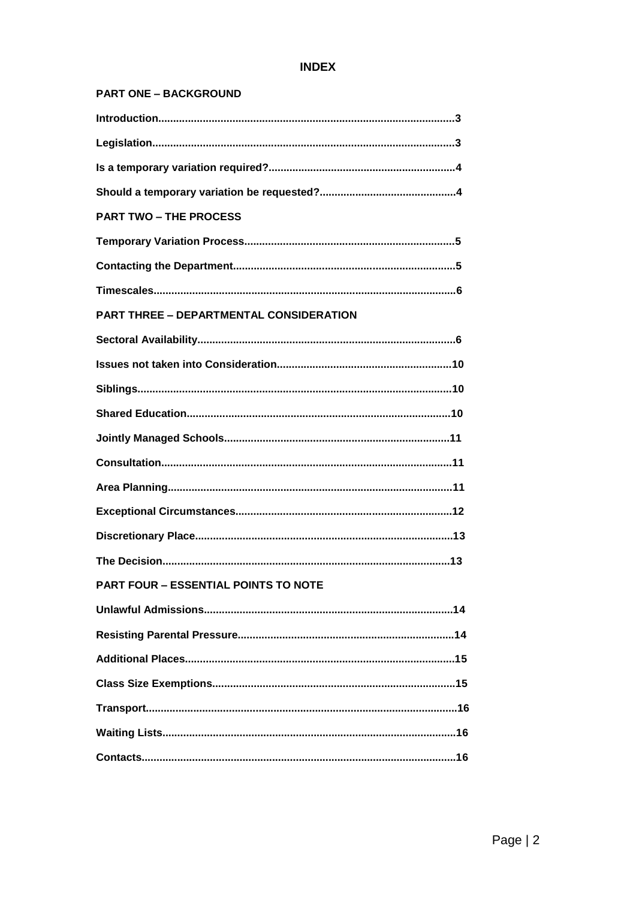# INDEX

**PART ONE – BACKGROUND**

**Introduction..................................................................................................3**

**Legislation....................................................................................................3**

**Is a temporary variation required?..............................................................4**

**Should a temporary variation be requested?.............................................4**

**PART TWO – THE PROCESS**

**Temporary Variation Process......................................................................5**

**Contacting the Department..........................................................................5**

**Timescales.....................................................................................................6**

**PART THREE – DEPARTMENTAL CONSIDERATION**

**Sectoral Availability......................................................................................6**

**Issues not taken into Consideration..........................................................10**

**Siblings........................................................................................................10**

**Shared Education........................................................................................10**

**Jointly Managed Schools...........................................................................11**

**Consultation................................................................................................11**

**Area Planning..............................................................................................11**

**Exceptional Circumstances.......................................................................12**

**Discretionary Place.....................................................................................13**

**The Decision................................................................................................13**

**PART FOUR – ESSENTIAL POINTS TO NOTE**

**Unlawful Admissions..................................................................................14**

**Resisting Parental Pressure........................................................................14**

**Additional Places.........................................................................................15**

**Class Size Exemptions................................................................................15**

**Transport.......................................................................................................16**

**Waiting Lists.................................................................................................16**

**Contacts........................................................................................................16**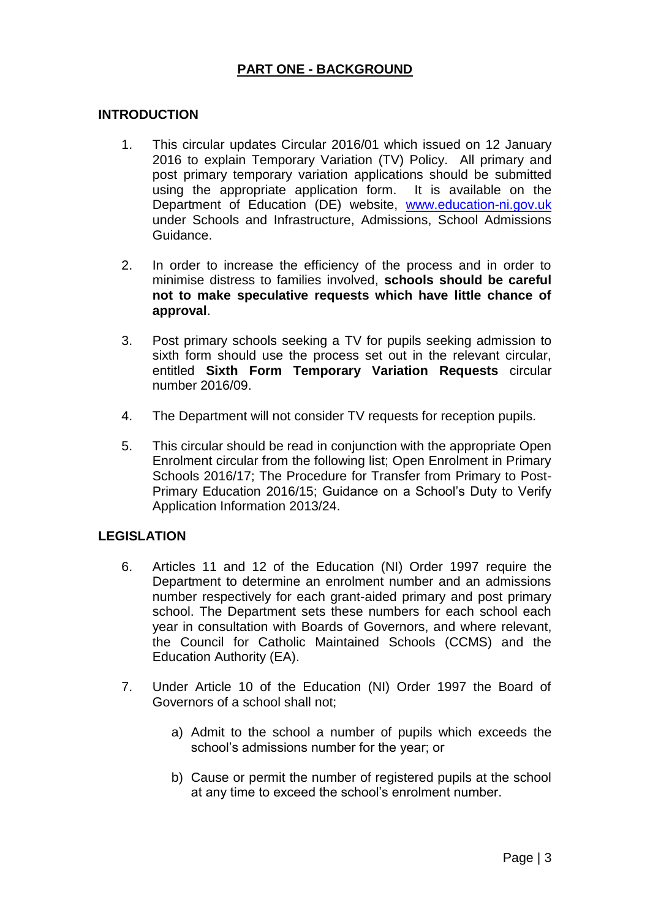# PART ONE - BACKGROUND

## INTRODUCTION

1. This circular updates Circular 2016/01 which issued on 12 January 2016 to explain Temporary Variation (TV) Policy. All primary and post primary temporary variation applications should be submitted using the appropriate application form. It is available on the Department of Education (DE) website, [www.education-ni.gov.uk](http://www.education-ni.gov.uk) under Schools and Infrastructure, Admissions, School Admissions Guidance.

2. In order to increase the efficiency of the process and in order to minimise distress to families involved, **schools should be careful not to make speculative requests which have little chance of approval**.

3. Post primary schools seeking a TV for pupils seeking admission to sixth form should use the process set out in the relevant circular, entitled **Sixth Form Temporary Variation Requests** circular number 2016/09.

4. The Department will not consider TV requests for reception pupils.

5. This circular should be read in conjunction with the appropriate Open Enrolment circular from the following list; Open Enrolment in Primary Schools 2016/17; The Procedure for Transfer from Primary to Post-Primary Education 2016/15; Guidance on a School's Duty to Verify Application Information 2013/24.

## LEGISLATION

6. Articles 11 and 12 of the Education (NI) Order 1997 require the Department to determine an enrolment number and an admissions number respectively for each grant-aided primary and post primary school. The Department sets these numbers for each school each year in consultation with Boards of Governors, and where relevant, the Council for Catholic Maintained Schools (CCMS) and the Education Authority (EA).

7. Under Article 10 of the Education (NI) Order 1997 the Board of Governors of a school shall not;

   a) Admit to the school a number of pupils which exceeds the school's admissions number for the year; or

   b) Cause or permit the number of registered pupils at the school at any time to exceed the school's enrolment number.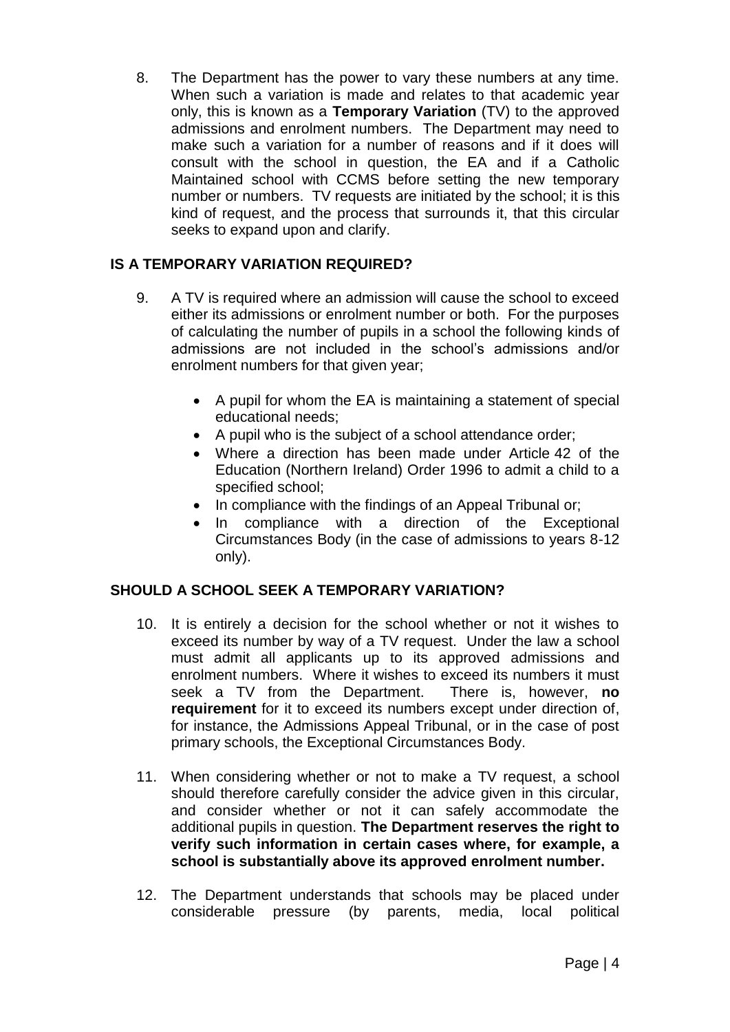8. The Department has the power to vary these numbers at any time. When such a variation is made and relates to that academic year only, this is known as a **Temporary Variation** (TV) to the approved admissions and enrolment numbers. The Department may need to make such a variation for a number of reasons and if it does will consult with the school in question, the EA and if a Catholic Maintained school with CCMS before setting the new temporary number or numbers. TV requests are initiated by the school; it is this kind of request, and the process that surrounds it, that this circular seeks to expand upon and clarify.

## IS A TEMPORARY VARIATION REQUIRED?

9. A TV is required where an admission will cause the school to exceed either its admissions or enrolment number or both. For the purposes of calculating the number of pupils in a school the following kinds of admissions are not included in the school's admissions and/or enrolment numbers for that given year;

   - A pupil for whom the EA is maintaining a statement of special educational needs;
   - A pupil who is the subject of a school attendance order;
   - Where a direction has been made under Article 42 of the Education (Northern Ireland) Order 1996 to admit a child to a specified school;
   - In compliance with the findings of an Appeal Tribunal or;
   - In compliance with a direction of the Exceptional Circumstances Body (in the case of admissions to years 8-12 only).

## SHOULD A SCHOOL SEEK A TEMPORARY VARIATION?

10. It is entirely a decision for the school whether or not it wishes to exceed its number by way of a TV request. Under the law a school must admit all applicants up to its approved admissions and enrolment numbers. Where it wishes to exceed its numbers it must seek a TV from the Department. There is, however, **no requirement** for it to exceed its numbers except under direction of, for instance, the Admissions Appeal Tribunal, or in the case of post primary schools, the Exceptional Circumstances Body.

11. When considering whether or not to make a TV request, a school should therefore carefully consider the advice given in this circular, and consider whether or not it can safely accommodate the additional pupils in question. **The Department reserves the right to verify such information in certain cases where, for example, a school is substantially above its approved enrolment number.**

12. The Department understands that schools may be placed under considerable pressure (by parents, media, local political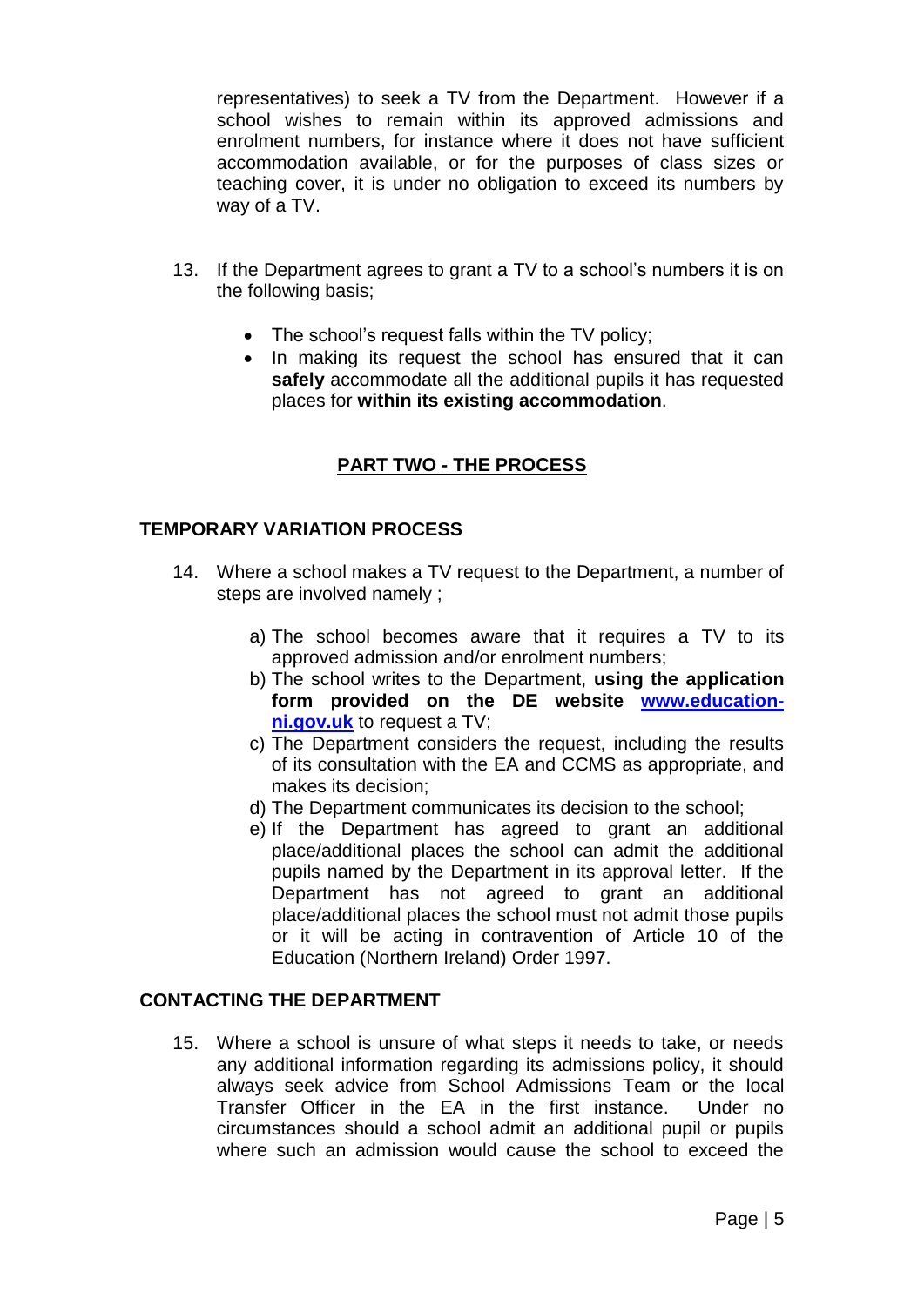representatives) to seek a TV from the Department. However if a school wishes to remain within its approved admissions and enrolment numbers, for instance where it does not have sufficient accommodation available, or for the purposes of class sizes or teaching cover, it is under no obligation to exceed its numbers by way of a TV.

13. If the Department agrees to grant a TV to a school's numbers it is on the following basis;

    - The school's request falls within the TV policy;
    - In making its request the school has ensured that it can **safely** accommodate all the additional pupils it has requested places for **within its existing accommodation**.

## PART TWO - THE PROCESS

### TEMPORARY VARIATION PROCESS

14. Where a school makes a TV request to the Department, a number of steps are involved namely ;

    a) The school becomes aware that it requires a TV to its approved admission and/or enrolment numbers;
    b) The school writes to the Department, **using the application form provided on the DE website [www.education-ni.gov.uk](www.education-ni.gov.uk)** to request a TV;
    c) The Department considers the request, including the results of its consultation with the EA and CCMS as appropriate, and makes its decision;
    d) The Department communicates its decision to the school;
    e) If the Department has agreed to grant an additional place/additional places the school can admit the additional pupils named by the Department in its approval letter. If the Department has not agreed to grant an additional place/additional places the school must not admit those pupils or it will be acting in contravention of Article 10 of the Education (Northern Ireland) Order 1997.

### CONTACTING THE DEPARTMENT

15. Where a school is unsure of what steps it needs to take, or needs any additional information regarding its admissions policy, it should always seek advice from School Admissions Team or the local Transfer Officer in the EA in the first instance. Under no circumstances should a school admit an additional pupil or pupils where such an admission would cause the school to exceed the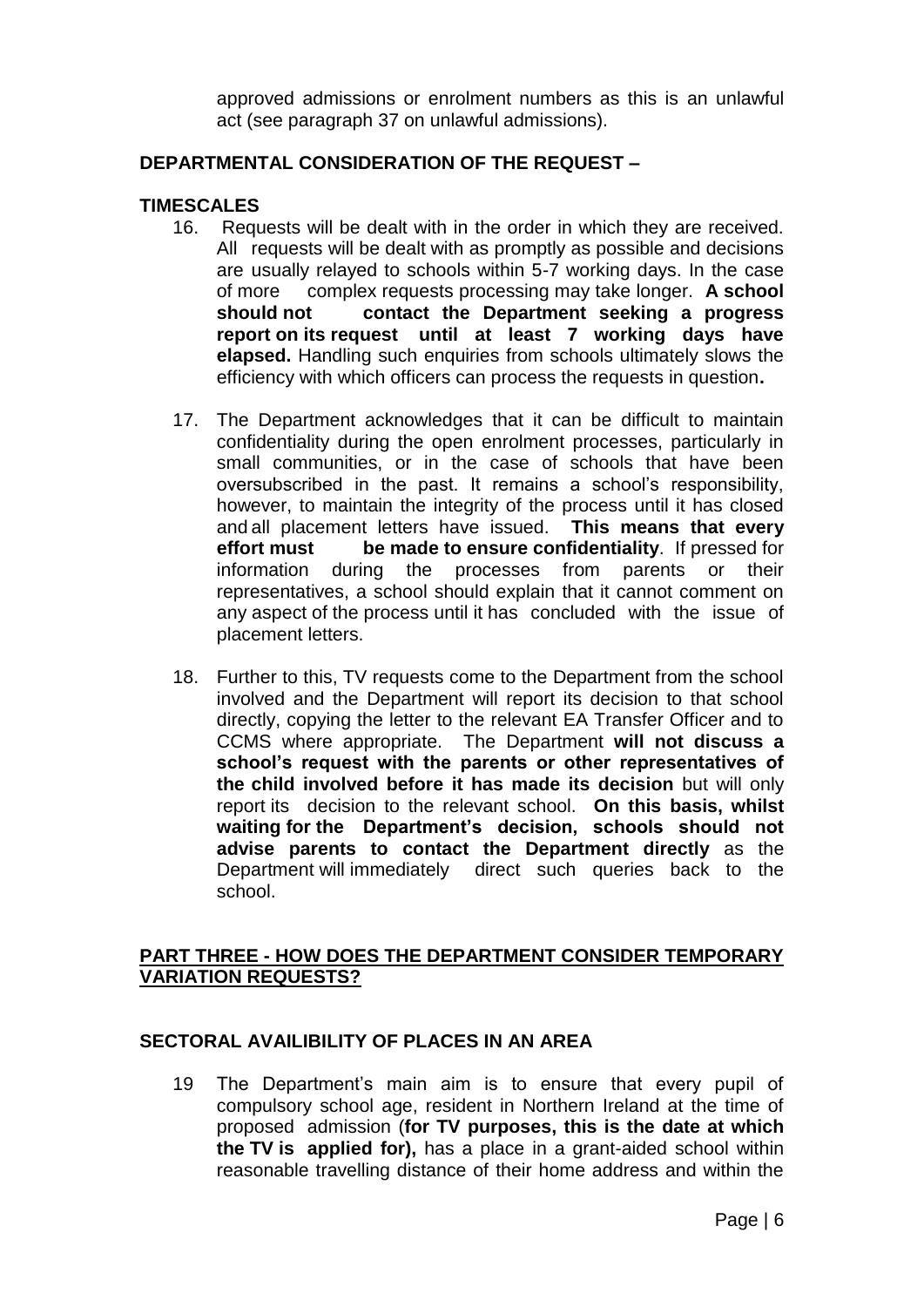approved admissions or enrolment numbers as this is an unlawful act (see paragraph 37 on unlawful admissions).

## DEPARTMENTAL CONSIDERATION OF THE REQUEST –

### TIMESCALES

16. Requests will be dealt with in the order in which they are received. All requests will be dealt with as promptly as possible and decisions are usually relayed to schools within 5-7 working days. In the case of more complex requests processing may take longer. **A school should not contact the Department seeking a progress report on its request until at least 7 working days have elapsed.** Handling such enquiries from schools ultimately slows the efficiency with which officers can process the requests in question**.**

17. The Department acknowledges that it can be difficult to maintain confidentiality during the open enrolment processes, particularly in small communities, or in the case of schools that have been oversubscribed in the past. It remains a school's responsibility, however, to maintain the integrity of the process until it has closed and all placement letters have issued. **This means that every effort must be made to ensure confidentiality**. If pressed for information during the processes from parents or their representatives, a school should explain that it cannot comment on any aspect of the process until it has concluded with the issue of placement letters.

18. Further to this, TV requests come to the Department from the school involved and the Department will report its decision to that school directly, copying the letter to the relevant EA Transfer Officer and to CCMS where appropriate. The Department **will not discuss a school's request with the parents or other representatives of the child involved before it has made its decision** but will only report its decision to the relevant school. **On this basis, whilst waiting for the Department's decision, schools should not advise parents to contact the Department directly** as the Department will immediately direct such queries back to the school.

## PART THREE - HOW DOES THE DEPARTMENT CONSIDER TEMPORARY VARIATION REQUESTS?

### SECTORAL AVAILIBILITY OF PLACES IN AN AREA

19 The Department's main aim is to ensure that every pupil of compulsory school age, resident in Northern Ireland at the time of proposed admission (**for TV purposes, this is the date at which the TV is applied for),** has a place in a grant-aided school within reasonable travelling distance of their home address and within the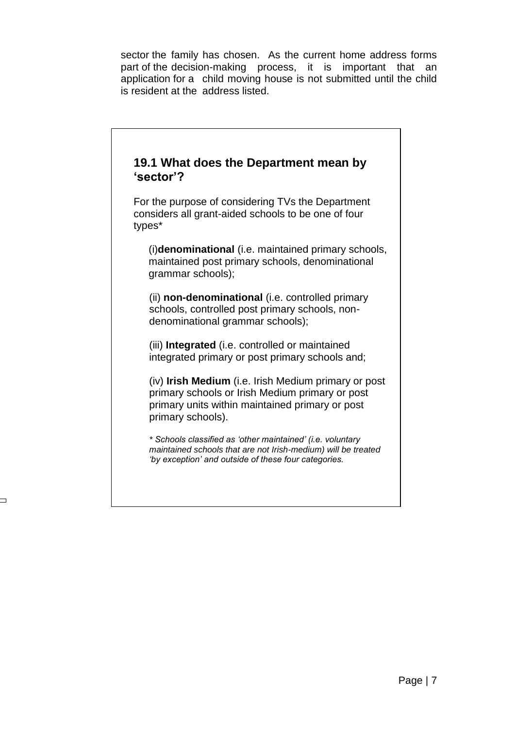sector the family has chosen. As the current home address forms part of the decision-making process, it is important that an application for a child moving house is not submitted until the child is resident at the address listed.

### 19.1 What does the Department mean by 'sector'?

For the purpose of considering TVs the Department considers all grant-aided schools to be one of four types*

(i)**denominational** (i.e. maintained primary schools, maintained post primary schools, denominational grammar schools);

(ii) **non-denominational** (i.e. controlled primary schools, controlled post primary schools, non-denominational grammar schools);

(iii) **Integrated** (i.e. controlled or maintained integrated primary or post primary schools and;

(iv) **Irish Medium** (i.e. Irish Medium primary or post primary schools or Irish Medium primary or post primary units within maintained primary or post primary schools).

*\* Schools classified as 'other maintained' (i.e. voluntary maintained schools that are not Irish-medium) will be treated 'by exception' and outside of these four categories.*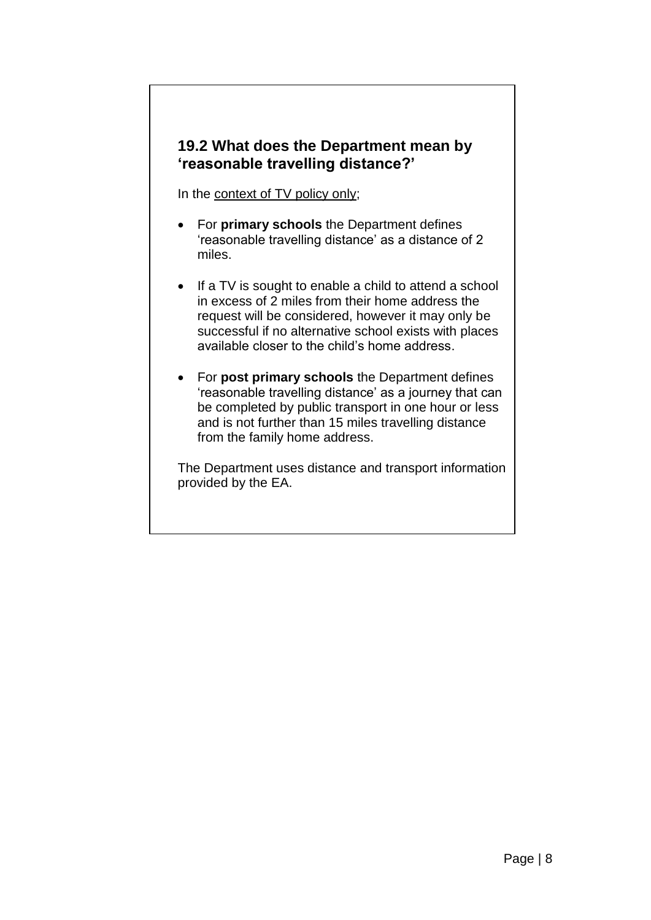## 19.2 What does the Department mean by 'reasonable travelling distance?'

In the <u>context of TV policy only</u>;

- For **primary schools** the Department defines 'reasonable travelling distance' as a distance of 2 miles.

- If a TV is sought to enable a child to attend a school in excess of 2 miles from their home address the request will be considered, however it may only be successful if no alternative school exists with places available closer to the child's home address.

- For **post primary schools** the Department defines 'reasonable travelling distance' as a journey that can be completed by public transport in one hour or less and is not further than 15 miles travelling distance from the family home address.

The Department uses distance and transport information provided by the EA.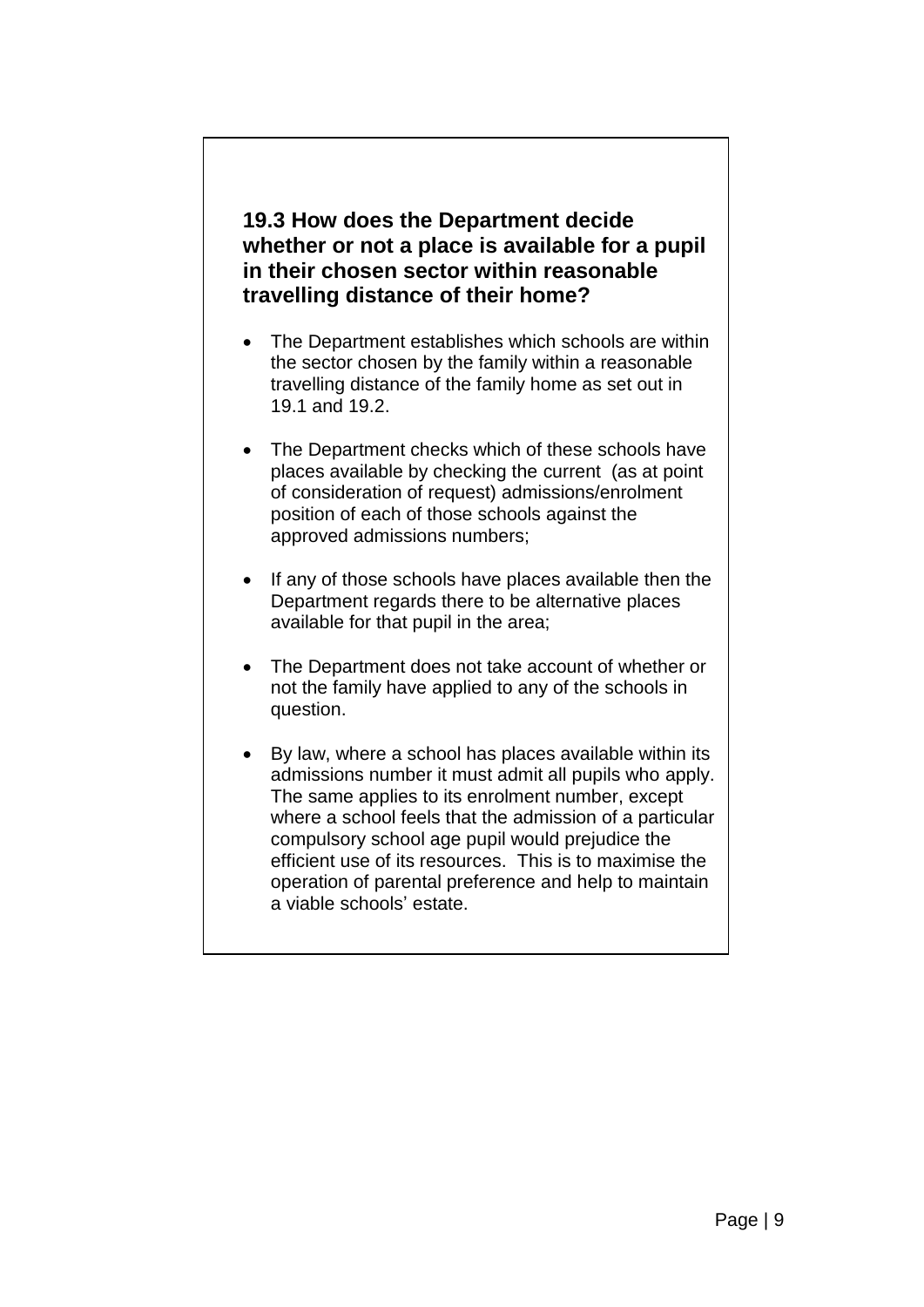### 19.3 How does the Department decide whether or not a place is available for a pupil in their chosen sector within reasonable travelling distance of their home?

- The Department establishes which schools are within the sector chosen by the family within a reasonable travelling distance of the family home as set out in 19.1 and 19.2.
- The Department checks which of these schools have places available by checking the current (as at point of consideration of request) admissions/enrolment position of each of those schools against the approved admissions numbers;
- If any of those schools have places available then the Department regards there to be alternative places available for that pupil in the area;
- The Department does not take account of whether or not the family have applied to any of the schools in question.
- By law, where a school has places available within its admissions number it must admit all pupils who apply. The same applies to its enrolment number, except where a school feels that the admission of a particular compulsory school age pupil would prejudice the efficient use of its resources. This is to maximise the operation of parental preference and help to maintain a viable schools' estate.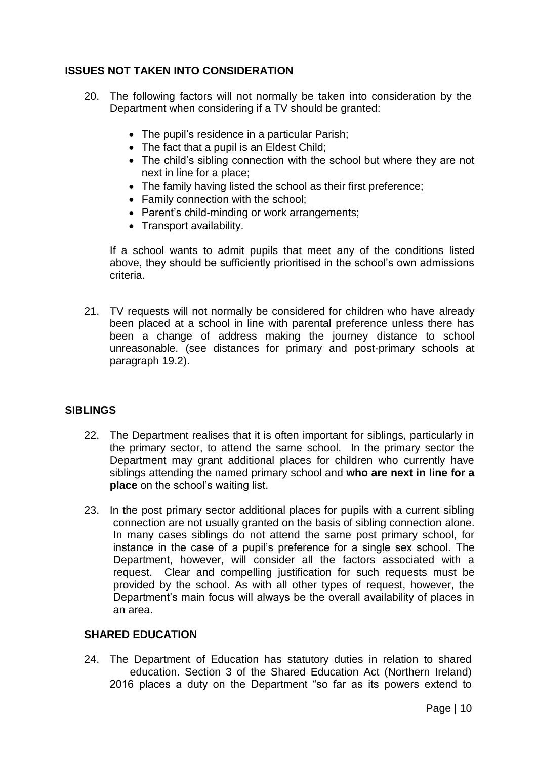## ISSUES NOT TAKEN INTO CONSIDERATION

20. The following factors will not normally be taken into consideration by the Department when considering if a TV should be granted:

    - The pupil's residence in a particular Parish;
    - The fact that a pupil is an Eldest Child;
    - The child's sibling connection with the school but where they are not next in line for a place;
    - The family having listed the school as their first preference;
    - Family connection with the school;
    - Parent's child-minding or work arrangements;
    - Transport availability.

    If a school wants to admit pupils that meet any of the conditions listed above, they should be sufficiently prioritised in the school's own admissions criteria.

21. TV requests will not normally be considered for children who have already been placed at a school in line with parental preference unless there has been a change of address making the journey distance to school unreasonable. (see distances for primary and post-primary schools at paragraph 19.2).

## SIBLINGS

22. The Department realises that it is often important for siblings, particularly in the primary sector, to attend the same school. In the primary sector the Department may grant additional places for children who currently have siblings attending the named primary school and **who are next in line for a place** on the school's waiting list.

23. In the post primary sector additional places for pupils with a current sibling connection are not usually granted on the basis of sibling connection alone. In many cases siblings do not attend the same post primary school, for instance in the case of a pupil's preference for a single sex school. The Department, however, will consider all the factors associated with a request. Clear and compelling justification for such requests must be provided by the school. As with all other types of request, however, the Department's main focus will always be the overall availability of places in an area.

## SHARED EDUCATION

24. The Department of Education has statutory duties in relation to shared education. Section 3 of the Shared Education Act (Northern Ireland) 2016 places a duty on the Department "so far as its powers extend to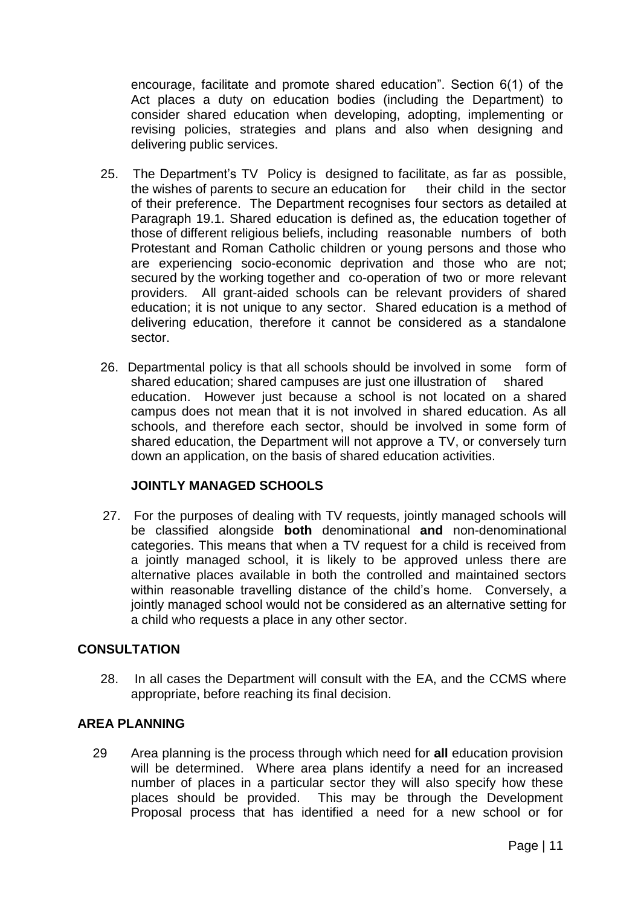encourage, facilitate and promote shared education". Section 6(1) of the Act places a duty on education bodies (including the Department) to consider shared education when developing, adopting, implementing or revising policies, strategies and plans and also when designing and delivering public services.

25. The Department's TV Policy is designed to facilitate, as far as possible, the wishes of parents to secure an education for their child in the sector of their preference. The Department recognises four sectors as detailed at Paragraph 19.1. Shared education is defined as, the education together of those of different religious beliefs, including reasonable numbers of both Protestant and Roman Catholic children or young persons and those who are experiencing socio-economic deprivation and those who are not; secured by the working together and co-operation of two or more relevant providers. All grant-aided schools can be relevant providers of shared education; it is not unique to any sector. Shared education is a method of delivering education, therefore it cannot be considered as a standalone sector.

26. Departmental policy is that all schools should be involved in some form of shared education; shared campuses are just one illustration of shared education. However just because a school is not located on a shared campus does not mean that it is not involved in shared education. As all schools, and therefore each sector, should be involved in some form of shared education, the Department will not approve a TV, or conversely turn down an application, on the basis of shared education activities.

### JOINTLY MANAGED SCHOOLS

27. For the purposes of dealing with TV requests, jointly managed schools will be classified alongside **both** denominational **and** non-denominational categories. This means that when a TV request for a child is received from a jointly managed school, it is likely to be approved unless there are alternative places available in both the controlled and maintained sectors within reasonable travelling distance of the child's home. Conversely, a jointly managed school would not be considered as an alternative setting for a child who requests a place in any other sector.

## CONSULTATION

28. In all cases the Department will consult with the EA, and the CCMS where appropriate, before reaching its final decision.

## AREA PLANNING

29 Area planning is the process through which need for **all** education provision will be determined. Where area plans identify a need for an increased number of places in a particular sector they will also specify how these places should be provided. This may be through the Development Proposal process that has identified a need for a new school or for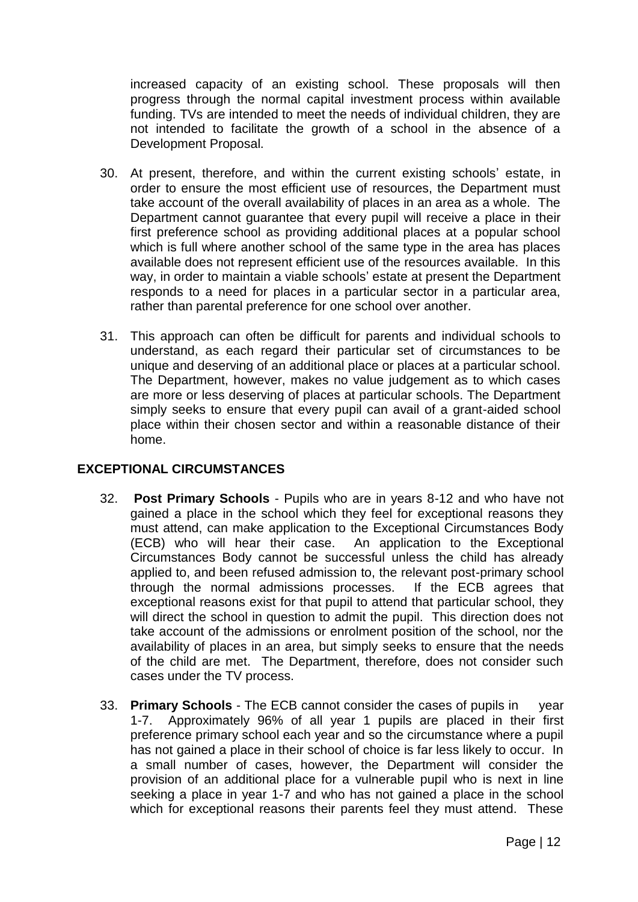increased capacity of an existing school. These proposals will then progress through the normal capital investment process within available funding. TVs are intended to meet the needs of individual children, they are not intended to facilitate the growth of a school in the absence of a Development Proposal.

30. At present, therefore, and within the current existing schools' estate, in order to ensure the most efficient use of resources, the Department must take account of the overall availability of places in an area as a whole. The Department cannot guarantee that every pupil will receive a place in their first preference school as providing additional places at a popular school which is full where another school of the same type in the area has places available does not represent efficient use of the resources available. In this way, in order to maintain a viable schools' estate at present the Department responds to a need for places in a particular sector in a particular area, rather than parental preference for one school over another.

31. This approach can often be difficult for parents and individual schools to understand, as each regard their particular set of circumstances to be unique and deserving of an additional place or places at a particular school. The Department, however, makes no value judgement as to which cases are more or less deserving of places at particular schools. The Department simply seeks to ensure that every pupil can avail of a grant-aided school place within their chosen sector and within a reasonable distance of their home.

## EXCEPTIONAL CIRCUMSTANCES

32. **Post Primary Schools** - Pupils who are in years 8-12 and who have not gained a place in the school which they feel for exceptional reasons they must attend, can make application to the Exceptional Circumstances Body (ECB) who will hear their case. An application to the Exceptional Circumstances Body cannot be successful unless the child has already applied to, and been refused admission to, the relevant post-primary school through the normal admissions processes. If the ECB agrees that exceptional reasons exist for that pupil to attend that particular school, they will direct the school in question to admit the pupil. This direction does not take account of the admissions or enrolment position of the school, nor the availability of places in an area, but simply seeks to ensure that the needs of the child are met. The Department, therefore, does not consider such cases under the TV process.

33. **Primary Schools** - The ECB cannot consider the cases of pupils in year 1-7. Approximately 96% of all year 1 pupils are placed in their first preference primary school each year and so the circumstance where a pupil has not gained a place in their school of choice is far less likely to occur. In a small number of cases, however, the Department will consider the provision of an additional place for a vulnerable pupil who is next in line seeking a place in year 1-7 and who has not gained a place in the school which for exceptional reasons their parents feel they must attend. These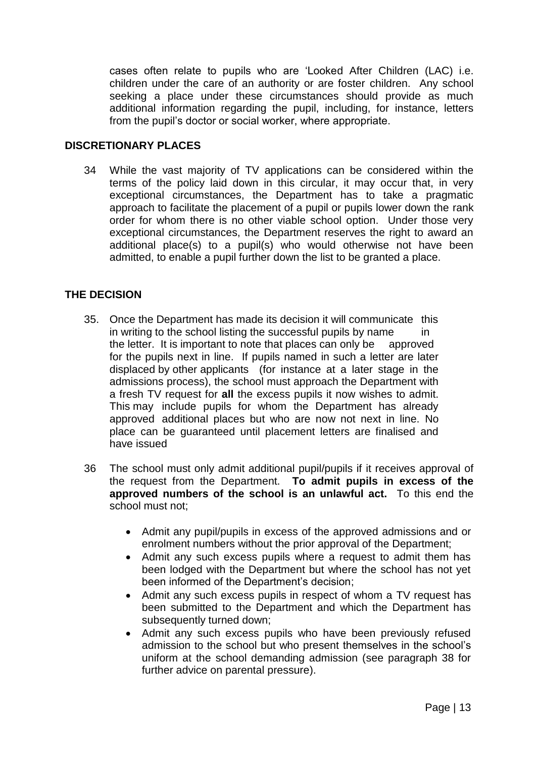cases often relate to pupils who are 'Looked After Children (LAC) i.e. children under the care of an authority or are foster children. Any school seeking a place under these circumstances should provide as much additional information regarding the pupil, including, for instance, letters from the pupil's doctor or social worker, where appropriate.

## DISCRETIONARY PLACES

34 While the vast majority of TV applications can be considered within the terms of the policy laid down in this circular, it may occur that, in very exceptional circumstances, the Department has to take a pragmatic approach to facilitate the placement of a pupil or pupils lower down the rank order for whom there is no other viable school option. Under those very exceptional circumstances, the Department reserves the right to award an additional place(s) to a pupil(s) who would otherwise not have been admitted, to enable a pupil further down the list to be granted a place.

## THE DECISION

35. Once the Department has made its decision it will communicate this in writing to the school listing the successful pupils by name in the letter. It is important to note that places can only be approved for the pupils next in line. If pupils named in such a letter are later displaced by other applicants (for instance at a later stage in the admissions process), the school must approach the Department with a fresh TV request for **all** the excess pupils it now wishes to admit. This may include pupils for whom the Department has already approved additional places but who are now not next in line. No place can be guaranteed until placement letters are finalised and have issued

36 The school must only admit additional pupil/pupils if it receives approval of the request from the Department. **To admit pupils in excess of the approved numbers of the school is an unlawful act.** To this end the school must not;

- Admit any pupil/pupils in excess of the approved admissions and or enrolment numbers without the prior approval of the Department;
- Admit any such excess pupils where a request to admit them has been lodged with the Department but where the school has not yet been informed of the Department's decision;
- Admit any such excess pupils in respect of whom a TV request has been submitted to the Department and which the Department has subsequently turned down;
- Admit any such excess pupils who have been previously refused admission to the school but who present themselves in the school's uniform at the school demanding admission (see paragraph 38 for further advice on parental pressure).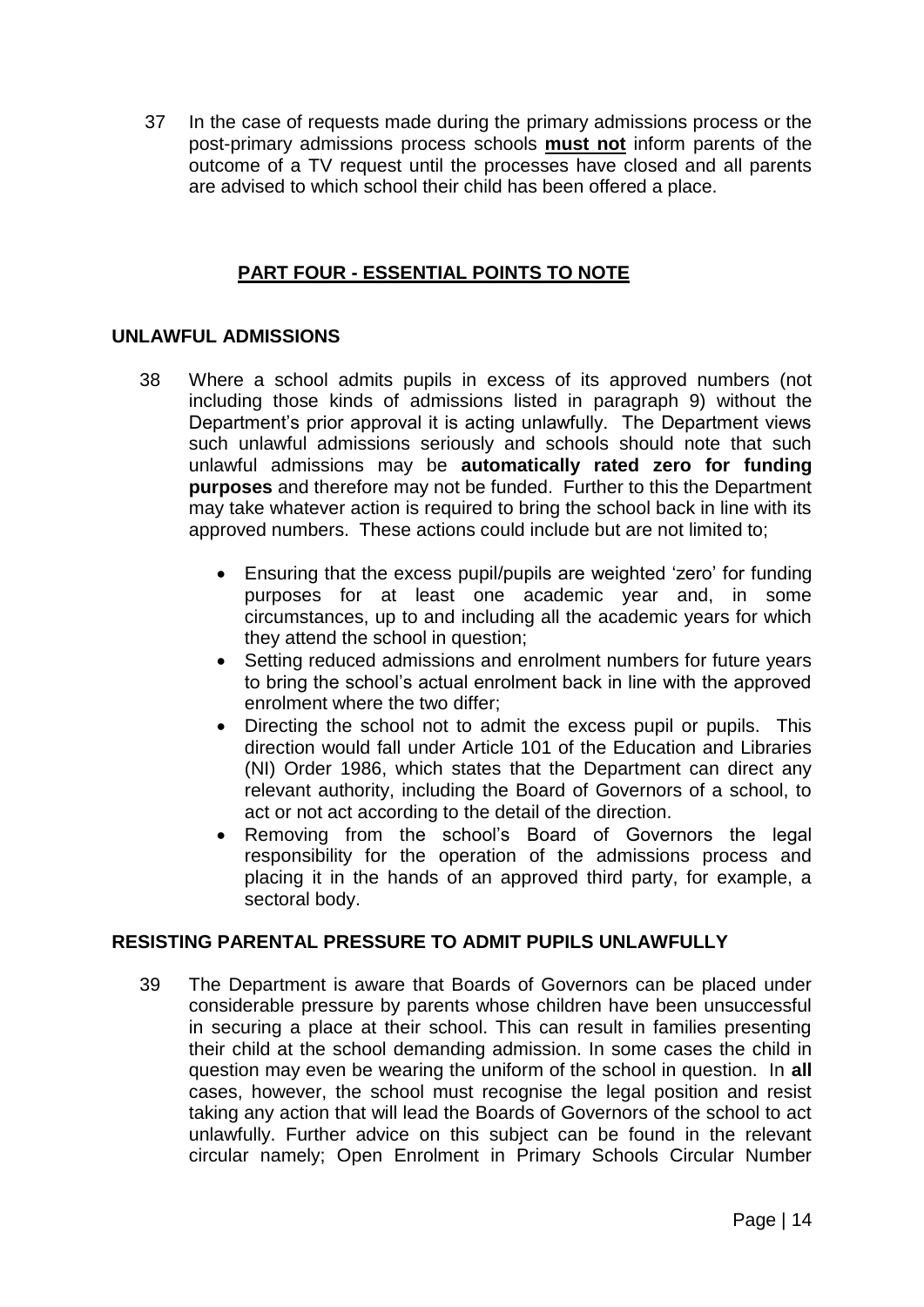37 In the case of requests made during the primary admissions process or the post-primary admissions process schools **must not** inform parents of the outcome of a TV request until the processes have closed and all parents are advised to which school their child has been offered a place.

## PART FOUR - ESSENTIAL POINTS TO NOTE

### UNLAWFUL ADMISSIONS

38 Where a school admits pupils in excess of its approved numbers (not including those kinds of admissions listed in paragraph 9) without the Department's prior approval it is acting unlawfully. The Department views such unlawful admissions seriously and schools should note that such unlawful admissions may be **automatically rated zero for funding purposes** and therefore may not be funded. Further to this the Department may take whatever action is required to bring the school back in line with its approved numbers. These actions could include but are not limited to;

- Ensuring that the excess pupil/pupils are weighted 'zero' for funding purposes for at least one academic year and, in some circumstances, up to and including all the academic years for which they attend the school in question;
- Setting reduced admissions and enrolment numbers for future years to bring the school's actual enrolment back in line with the approved enrolment where the two differ;
- Directing the school not to admit the excess pupil or pupils. This direction would fall under Article 101 of the Education and Libraries (NI) Order 1986, which states that the Department can direct any relevant authority, including the Board of Governors of a school, to act or not act according to the detail of the direction.
- Removing from the school's Board of Governors the legal responsibility for the operation of the admissions process and placing it in the hands of an approved third party, for example, a sectoral body.

### RESISTING PARENTAL PRESSURE TO ADMIT PUPILS UNLAWFULLY

39 The Department is aware that Boards of Governors can be placed under considerable pressure by parents whose children have been unsuccessful in securing a place at their school. This can result in families presenting their child at the school demanding admission. In some cases the child in question may even be wearing the uniform of the school in question. In **all** cases, however, the school must recognise the legal position and resist taking any action that will lead the Boards of Governors of the school to act unlawfully. Further advice on this subject can be found in the relevant circular namely; Open Enrolment in Primary Schools Circular Number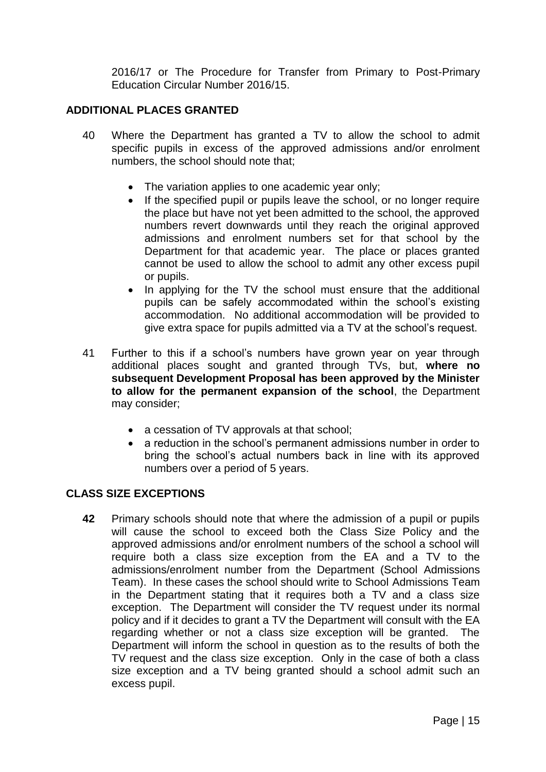2016/17 or The Procedure for Transfer from Primary to Post-Primary Education Circular Number 2016/15.

## ADDITIONAL PLACES GRANTED

40 Where the Department has granted a TV to allow the school to admit specific pupils in excess of the approved admissions and/or enrolment numbers, the school should note that;

- The variation applies to one academic year only;
- If the specified pupil or pupils leave the school, or no longer require the place but have not yet been admitted to the school, the approved numbers revert downwards until they reach the original approved admissions and enrolment numbers set for that school by the Department for that academic year. The place or places granted cannot be used to allow the school to admit any other excess pupil or pupils.
- In applying for the TV the school must ensure that the additional pupils can be safely accommodated within the school's existing accommodation. No additional accommodation will be provided to give extra space for pupils admitted via a TV at the school's request.

41 Further to this if a school's numbers have grown year on year through additional places sought and granted through TVs, but, **where no subsequent Development Proposal has been approved by the Minister to allow for the permanent expansion of the school**, the Department may consider;

- a cessation of TV approvals at that school;
- a reduction in the school's permanent admissions number in order to bring the school's actual numbers back in line with its approved numbers over a period of 5 years.

## CLASS SIZE EXCEPTIONS

**42** Primary schools should note that where the admission of a pupil or pupils will cause the school to exceed both the Class Size Policy and the approved admissions and/or enrolment numbers of the school a school will require both a class size exception from the EA and a TV to the admissions/enrolment number from the Department (School Admissions Team). In these cases the school should write to School Admissions Team in the Department stating that it requires both a TV and a class size exception. The Department will consider the TV request under its normal policy and if it decides to grant a TV the Department will consult with the EA regarding whether or not a class size exception will be granted. The Department will inform the school in question as to the results of both the TV request and the class size exception. Only in the case of both a class size exception and a TV being granted should a school admit such an excess pupil.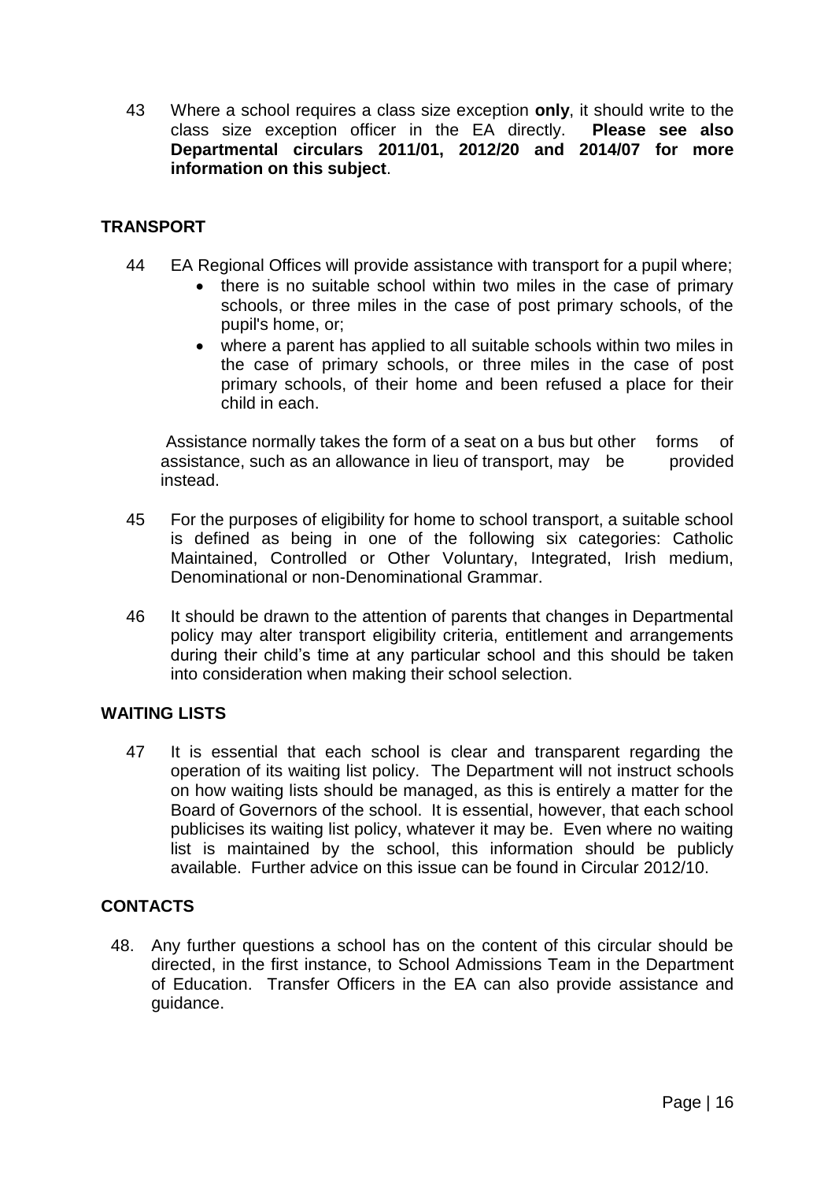43 Where a school requires a class size exception **only**, it should write to the class size exception officer in the EA directly. **Please see also Departmental circulars 2011/01, 2012/20 and 2014/07 for more information on this subject**.

## TRANSPORT

44 EA Regional Offices will provide assistance with transport for a pupil where;

- there is no suitable school within two miles in the case of primary schools, or three miles in the case of post primary schools, of the pupil's home, or;
- where a parent has applied to all suitable schools within two miles in the case of primary schools, or three miles in the case of post primary schools, of their home and been refused a place for their child in each.

Assistance normally takes the form of a seat on a bus but other forms of assistance, such as an allowance in lieu of transport, may be provided instead.

45 For the purposes of eligibility for home to school transport, a suitable school is defined as being in one of the following six categories: Catholic Maintained, Controlled or Other Voluntary, Integrated, Irish medium, Denominational or non-Denominational Grammar.

46 It should be drawn to the attention of parents that changes in Departmental policy may alter transport eligibility criteria, entitlement and arrangements during their child's time at any particular school and this should be taken into consideration when making their school selection.

## WAITING LISTS

47 It is essential that each school is clear and transparent regarding the operation of its waiting list policy. The Department will not instruct schools on how waiting lists should be managed, as this is entirely a matter for the Board of Governors of the school. It is essential, however, that each school publicises its waiting list policy, whatever it may be. Even where no waiting list is maintained by the school, this information should be publicly available. Further advice on this issue can be found in Circular 2012/10.

## CONTACTS

48. Any further questions a school has on the content of this circular should be directed, in the first instance, to School Admissions Team in the Department of Education. Transfer Officers in the EA can also provide assistance and guidance.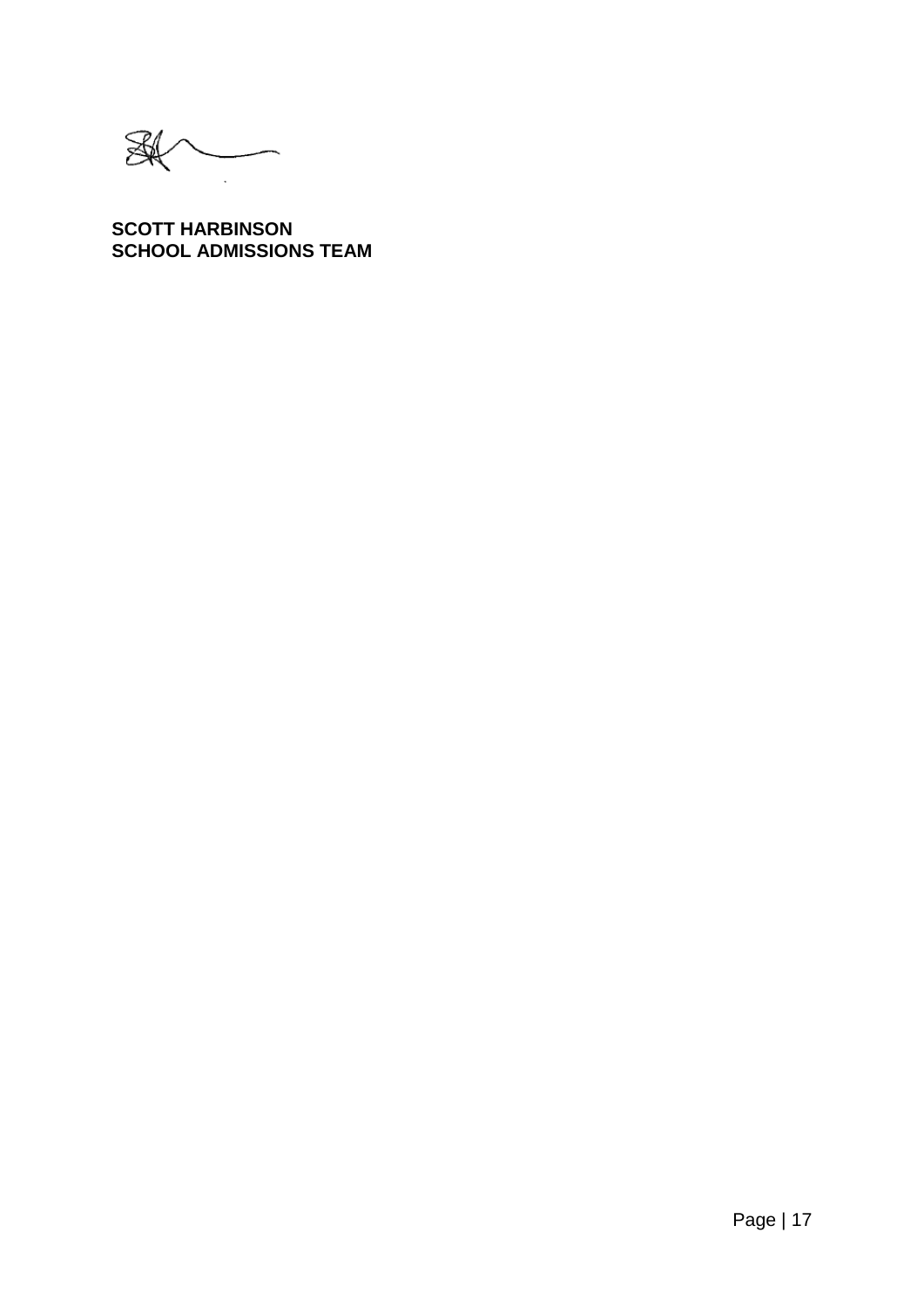**SCOTT HARBINSON**
**SCHOOL ADMISSIONS TEAM**